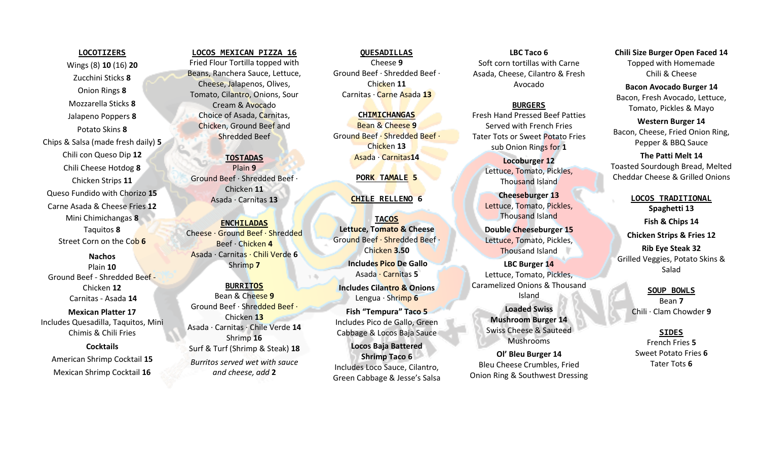## LOCOTIZERS

Wings (8) **10** (16) **20**

Zucchini Sticks **8**

Onion Rings **8**

Mozzarella Sticks **8**

Jalapeno Poppers **8**

Potato Skins **8**

Chips & Salsa (made fresh daily) **5**

Chili con Queso Dip **12**

Chili Cheese Hotdog **8**

Chicken Strips **11**

Queso Fundido with Chorizo **15**

Carne Asada & Cheese Fries **12**

Mini Chimichangas **8**

Taquitos **8**

Street Corn on the Cob **6**

**Nachos**

Plain **10**

Ground Beef - Shredded Beef - Chicken **12**

Carnitas - Asada **14**

**Mexican Platter 17**

Includes Quesadilla, Taquitos, Mini Chimis & Chili Fries

**Cocktails**

American Shrimp Cocktail **15**

Mexican Shrimp Cocktail **16**

## LOCOS MEXICAN PIZZA 16

Fried Flour Tortilla topped with Beans, Ranchera Sauce, Lettuce, Cheese, Jalapenos, Olives, Tomato, Cilantro, Onions, Sour Cream & Avocado

Choice of Asada, Carnitas, Chicken, Ground Beef and Shredded Beef

## TOSTADAS

Plain **9**

Ground Beef · Shredded Beef · Chicken **11**

Asada · Carnitas **13**

## ENCHILADAS

Cheese · Ground Beef · Shredded Beef · Chicken **4**

Asada · Carnitas · Chili Verde **6**

Shrimp **7**

## BURRITOS

Bean & Cheese **9**

Ground Beef · Shredded Beef · Chicken **13**

Asada · Carnitas · Chile Verde **14**

Shrimp **16**

Surf & Turf (Shrimp & Steak) **18**

*Burritos served wet with sauce and cheese, add* **2**

## QUESADILLAS

Cheese **9**

Ground Beef · Shredded Beef · Chicken **11**

Carnitas · Carne Asada **13**

## CHIMICHANGAS

Bean & Cheese **9**

Ground Beef · Shredded Beef · Chicken **13**

Asada · Carnitas**14**

## PORK TAMALE 5

## CHILE RELLENO 6

## TACOS

**Lettuce, Tomato & Cheese**

Ground Beef · Shredded Beef · Chicken **3.50**

**Includes Pico De Gallo**

Asada · Carnitas **5**

**Includes Cilantro & Onions**

Lengua · Shrimp **6**

**Fish "Tempura" Taco 5**

Includes Pico de Gallo, Green Cabbage & Locos Baja Sauce

**Locos Baja Battered Shrimp Taco 6**

Includes Loco Sauce, Cilantro, Green Cabbage & Jesse's Salsa

**LBC Taco 6**

Soft corn tortillas with Carne Asada, Cheese, Cilantro & Fresh Avocado

## BURGERS

Fresh Hand Pressed Beef Patties Served with French Fries Tater Tots or Sweet Potato Fries sub Onion Rings for **1**

**Locoburger 12**

Lettuce, Tomato, Pickles, Thousand Island

**Cheeseburger 13**

Lettuce, Tomato, Pickles, Thousand Island

**Double Cheeseburger 15**

Lettuce, Tomato, Pickles, Thousand Island

**LBC Burger 14**

Lettuce, Tomato, Pickles, Caramelized Onions & Thousand Island

**Loaded Swiss Mushroom Burger 14**

Swiss Cheese & Sauteed Mushrooms

**Ol' Bleu Burger 14**

Bleu Cheese Crumbles, Fried Onion Ring & Southwest Dressing

**Chili Size Burger Open Faced 14**

Topped with Homemade Chili & Cheese

**Bacon Avocado Burger 14**

Bacon, Fresh Avocado, Lettuce, Tomato, Pickles & Mayo

**Western Burger 14**

Bacon, Cheese, Fried Onion Ring, Pepper & BBQ Sauce

**The Patti Melt 14**

Toasted Sourdough Bread, Melted Cheddar Cheese & Grilled Onions

## LOCOS TRADITIONAL

**Spaghetti 13**

**Fish & Chips 14**

**Chicken Strips & Fries 12**

**Rib Eye Steak 32**

Grilled Veggies, Potato Skins & Salad

## SOUP BOWLS

Bean **7**

Chili · Clam Chowder **9**

## SIDES

French Fries **5**

Sweet Potato Fries **6**

Tater Tots **6**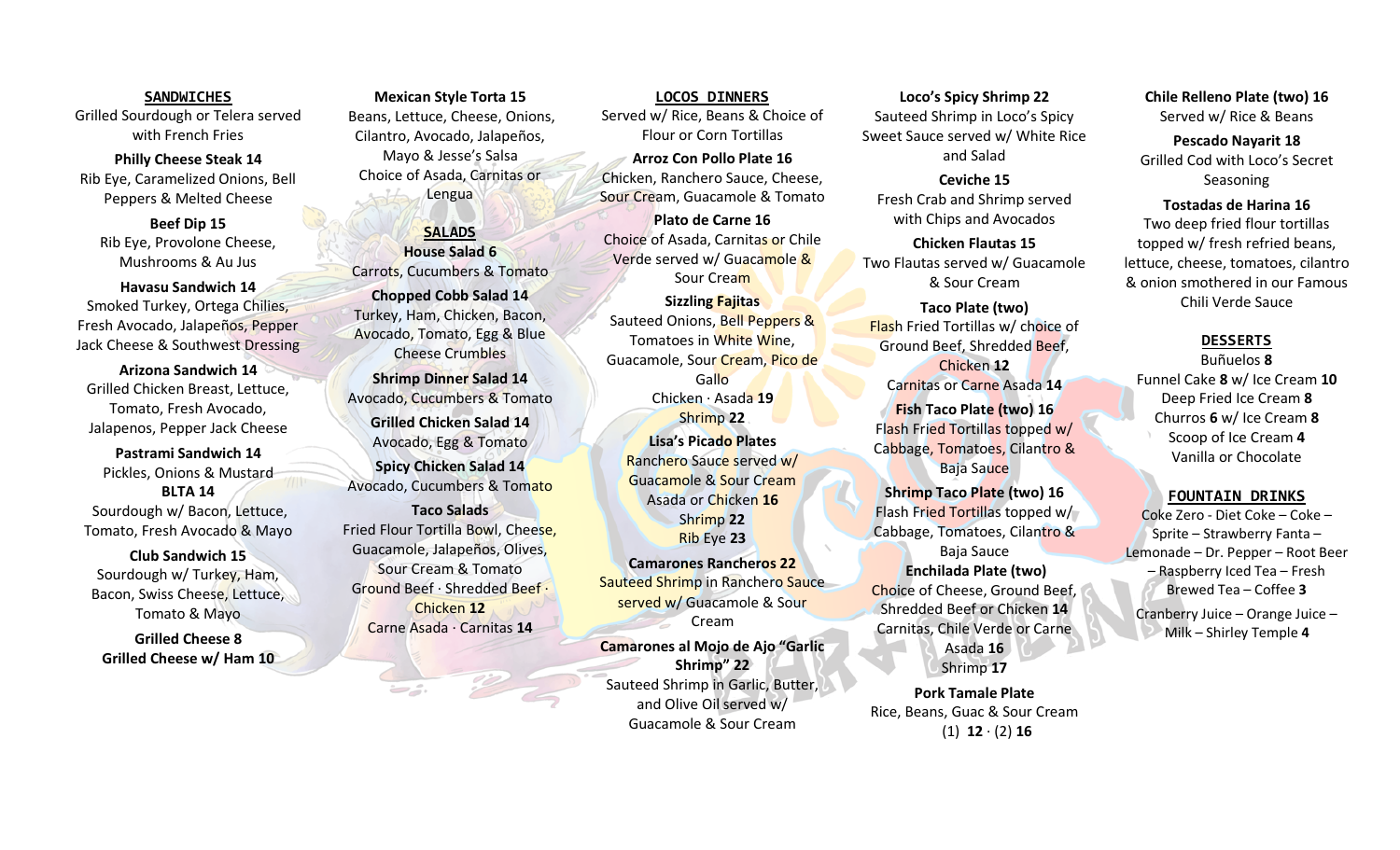## SANDWICHES

Grilled Sourdough or Telera served with French Fries

**Philly Cheese Steak 14**
Rib Eye, Caramelized Onions, Bell Peppers & Melted Cheese

**Beef Dip 15**
Rib Eye, Provolone Cheese, Mushrooms & Au Jus

**Havasu Sandwich 14**
Smoked Turkey, Ortega Chilies, Fresh Avocado, Jalapeños, Pepper Jack Cheese & Southwest Dressing

**Arizona Sandwich 14**
Grilled Chicken Breast, Lettuce, Tomato, Fresh Avocado, Jalapenos, Pepper Jack Cheese

**Pastrami Sandwich 14**
Pickles, Onions & Mustard

**BLTA 14**
Sourdough w/ Bacon, Lettuce, Tomato, Fresh Avocado & Mayo

**Club Sandwich 15**
Sourdough w/ Turkey, Ham, Bacon, Swiss Cheese, Lettuce, Tomato & Mayo

**Grilled Cheese 8**

**Grilled Cheese w/ Ham 10**

**Mexican Style Torta 15**
Beans, Lettuce, Cheese, Onions, Cilantro, Avocado, Jalapeños, Mayo & Jesse's Salsa
Choice of Asada, Carnitas or Lengua

## SALADS

**House Salad 6**
Carrots, Cucumbers & Tomato

**Chopped Cobb Salad 14**
Turkey, Ham, Chicken, Bacon, Avocado, Tomato, Egg & Blue Cheese Crumbles

**Shrimp Dinner Salad 14**
Avocado, Cucumbers & Tomato

**Grilled Chicken Salad 14**
Avocado, Egg & Tomato

**Spicy Chicken Salad 14**
Avocado, Cucumbers & Tomato

**Taco Salads**
Fried Flour Tortilla Bowl, Cheese, Guacamole, Jalapeños, Olives, Sour Cream & Tomato
Ground Beef · Shredded Beef · Chicken **12**
Carne Asada · Carnitas **14**

## LOCOS DINNERS

Served w/ Rice, Beans & Choice of Flour or Corn Tortillas

**Arroz Con Pollo Plate 16**
Chicken, Ranchero Sauce, Cheese, Sour Cream, Guacamole & Tomato

**Plato de Carne 16**
Choice of Asada, Carnitas or Chile Verde served w/ Guacamole & Sour Cream

**Sizzling Fajitas**
Sauteed Onions, Bell Peppers & Tomatoes in White Wine, Guacamole, Sour Cream, Pico de Gallo
Chicken · Asada **19**
Shrimp **22**

**Lisa's Picado Plates**
Ranchero Sauce served w/ Guacamole & Sour Cream
Asada or Chicken **16**
Shrimp **22**
Rib Eye **23**

**Camarones Rancheros 22**
Sauteed Shrimp in Ranchero Sauce served w/ Guacamole & Sour Cream

**Camarones al Mojo de Ajo "Garlic Shrimp" 22**
Sauteed Shrimp in Garlic, Butter, and Olive Oil served w/ Guacamole & Sour Cream

**Loco's Spicy Shrimp 22**
Sauteed Shrimp in Loco's Spicy Sweet Sauce served w/ White Rice and Salad

**Ceviche 15**
Fresh Crab and Shrimp served with Chips and Avocados

**Chicken Flautas 15**
Two Flautas served w/ Guacamole & Sour Cream

**Taco Plate (two)**
Flash Fried Tortillas w/ choice of Ground Beef, Shredded Beef, Chicken **12**
Carnitas or Carne Asada **14**

**Fish Taco Plate (two) 16**
Flash Fried Tortillas topped w/ Cabbage, Tomatoes, Cilantro & Baja Sauce

**Shrimp Taco Plate (two) 16**
Flash Fried Tortillas topped w/ Cabbage, Tomatoes, Cilantro & Baja Sauce

**Enchilada Plate (two)**
Choice of Cheese, Ground Beef, Shredded Beef or Chicken **14**
Carnitas, Chile Verde or Carne Asada **16**
Shrimp **17**

**Pork Tamale Plate**
Rice, Beans, Guac & Sour Cream
(1) **12** · (2) **16**

**Chile Relleno Plate (two) 16**
Served w/ Rice & Beans

**Pescado Nayarit 18**
Grilled Cod with Loco's Secret Seasoning

**Tostadas de Harina 16**
Two deep fried flour tortillas topped w/ fresh refried beans, lettuce, cheese, tomatoes, cilantro & onion smothered in our Famous Chili Verde Sauce

## DESSERTS

Buñuelos **8**
Funnel Cake **8** w/ Ice Cream **10**
Deep Fried Ice Cream **8**
Churros **6** w/ Ice Cream **8**
Scoop of Ice Cream **4**
Vanilla or Chocolate

## FOUNTAIN DRINKS

Coke Zero - Diet Coke – Coke – Sprite – Strawberry Fanta – Lemonade – Dr. Pepper – Root Beer – Raspberry Iced Tea – Fresh Brewed Tea – Coffee **3**

Cranberry Juice – Orange Juice – Milk – Shirley Temple **4**